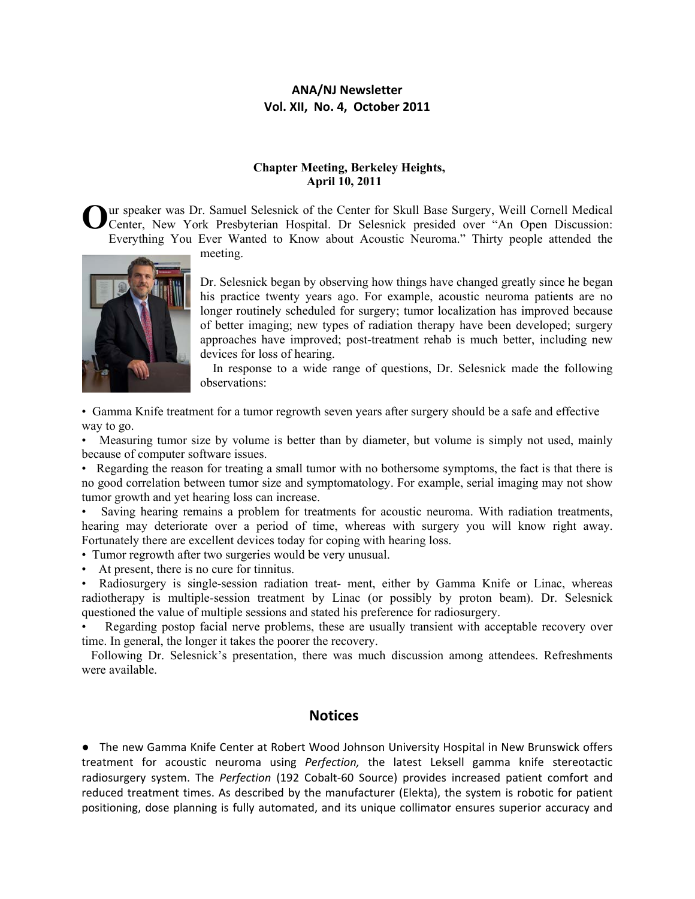**ANA/NJ Newsletter**
**Vol. XII, No. 4, October 2011**

**Chapter Meeting, Berkeley Heights, April 10, 2011**

Our speaker was Dr. Samuel Selesnick of the Center for Skull Base Surgery, Weill Cornell Medical Center, New York Presbyterian Hospital. Dr Selesnick presided over "An Open Discussion: Everything You Ever Wanted to Know about Acoustic Neuroma." Thirty people attended the meeting.

Dr. Selesnick began by observing how things have changed greatly since he began his practice twenty years ago. For example, acoustic neuroma patients are no longer routinely scheduled for surgery; tumor localization has improved because of better imaging; new types of radiation therapy have been developed; surgery approaches have improved; post-treatment rehab is much better, including new devices for loss of hearing.

In response to a wide range of questions, Dr. Selesnick made the following observations:

- Gamma Knife treatment for a tumor regrowth seven years after surgery should be a safe and effective way to go.
- Measuring tumor size by volume is better than by diameter, but volume is simply not used, mainly because of computer software issues.
- Regarding the reason for treating a small tumor with no bothersome symptoms, the fact is that there is no good correlation between tumor size and symptomatology. For example, serial imaging may not show tumor growth and yet hearing loss can increase.
- Saving hearing remains a problem for treatments for acoustic neuroma. With radiation treatments, hearing may deteriorate over a period of time, whereas with surgery you will know right away. Fortunately there are excellent devices today for coping with hearing loss.
- Tumor regrowth after two surgeries would be very unusual.
- At present, there is no cure for tinnitus.
- Radiosurgery is single-session radiation treat- ment, either by Gamma Knife or Linac, whereas radiotherapy is multiple-session treatment by Linac (or possibly by proton beam). Dr. Selesnick questioned the value of multiple sessions and stated his preference for radiosurgery.
- Regarding postop facial nerve problems, these are usually transient with acceptable recovery over time. In general, the longer it takes the poorer the recovery.

Following Dr. Selesnick's presentation, there was much discussion among attendees. Refreshments were available.

## Notices

● The new Gamma Knife Center at Robert Wood Johnson University Hospital in New Brunswick offers treatment for acoustic neuroma using *Perfection,* the latest Leksell gamma knife stereotactic radiosurgery system. The *Perfection* (192 Cobalt-60 Source) provides increased patient comfort and reduced treatment times. As described by the manufacturer (Elekta), the system is robotic for patient positioning, dose planning is fully automated, and its unique collimator ensures superior accuracy and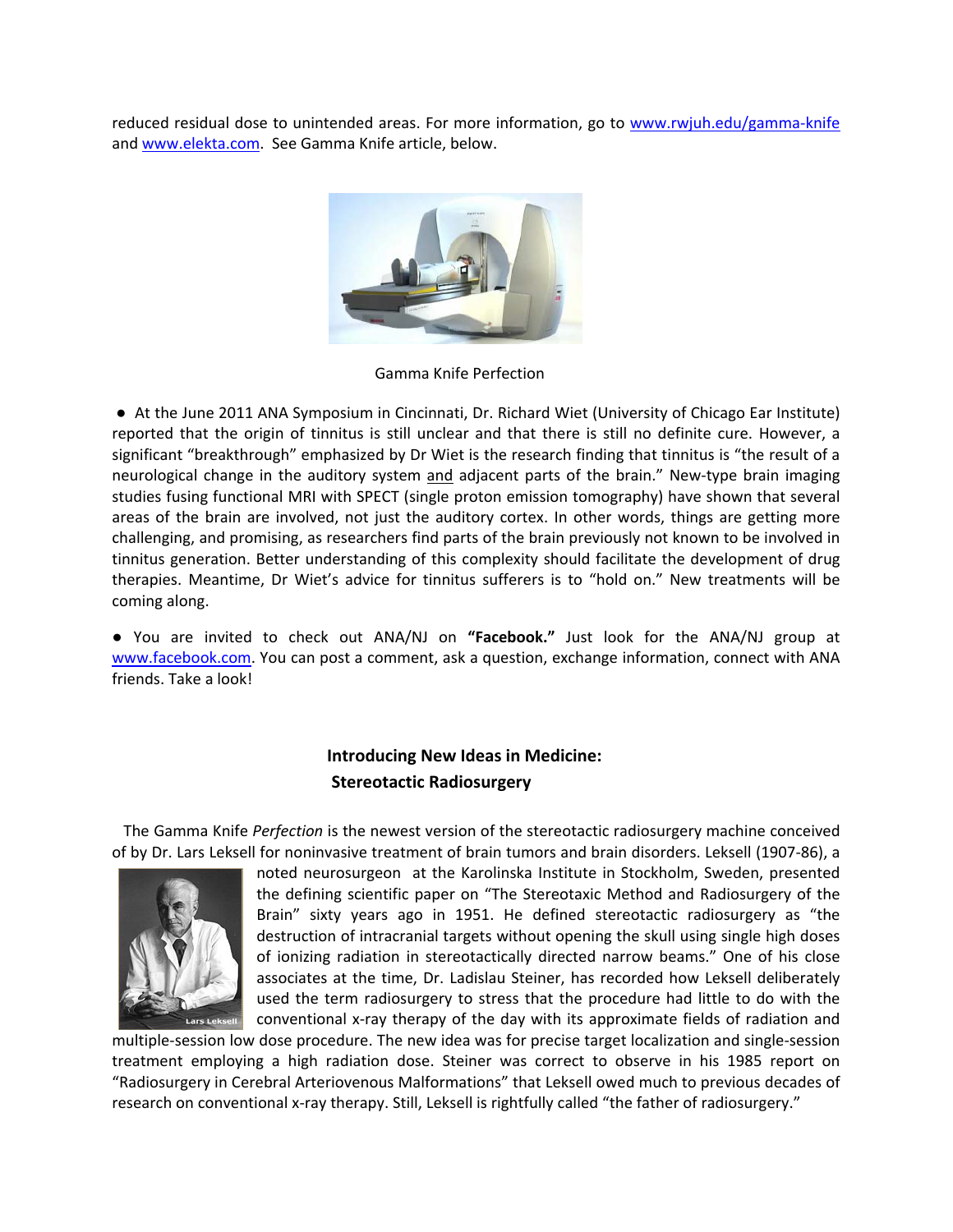reduced residual dose to unintended areas. For more information, go to [www.rwjuh.edu/gamma-knife](http://www.rwjuh.edu/gamma-knife) and [www.elekta.com](http://www.elekta.com). See Gamma Knife article, below.

Gamma Knife Perfection

● At the June 2011 ANA Symposium in Cincinnati, Dr. Richard Wiet (University of Chicago Ear Institute) reported that the origin of tinnitus is still unclear and that there is still no definite cure. However, a significant "breakthrough" emphasized by Dr Wiet is the research finding that tinnitus is "the result of a neurological change in the auditory system and adjacent parts of the brain." New-type brain imaging studies fusing functional MRI with SPECT (single proton emission tomography) have shown that several areas of the brain are involved, not just the auditory cortex. In other words, things are getting more challenging, and promising, as researchers find parts of the brain previously not known to be involved in tinnitus generation. Better understanding of this complexity should facilitate the development of drug therapies. Meantime, Dr Wiet's advice for tinnitus sufferers is to "hold on." New treatments will be coming along.

● You are invited to check out ANA/NJ on **"Facebook."** Just look for the ANA/NJ group at [www.facebook.com](http://www.facebook.com). You can post a comment, ask a question, exchange information, connect with ANA friends. Take a look!

## Introducing New Ideas in Medicine: Stereotactic Radiosurgery

The Gamma Knife *Perfection* is the newest version of the stereotactic radiosurgery machine conceived of by Dr. Lars Leksell for noninvasive treatment of brain tumors and brain disorders. Leksell (1907-86), a noted neurosurgeon at the Karolinska Institute in Stockholm, Sweden, presented the defining scientific paper on "The Stereotaxic Method and Radiosurgery of the Brain" sixty years ago in 1951. He defined stereotactic radiosurgery as "the destruction of intracranial targets without opening the skull using single high doses of ionizing radiation in stereotactically directed narrow beams." One of his close associates at the time, Dr. Ladislau Steiner, has recorded how Leksell deliberately used the term radiosurgery to stress that the procedure had little to do with the conventional x-ray therapy of the day with its approximate fields of radiation and multiple-session low dose procedure. The new idea was for precise target localization and single-session treatment employing a high radiation dose. Steiner was correct to observe in his 1985 report on "Radiosurgery in Cerebral Arteriovenous Malformations" that Leksell owed much to previous decades of research on conventional x-ray therapy. Still, Leksell is rightfully called "the father of radiosurgery."

Lars Leksell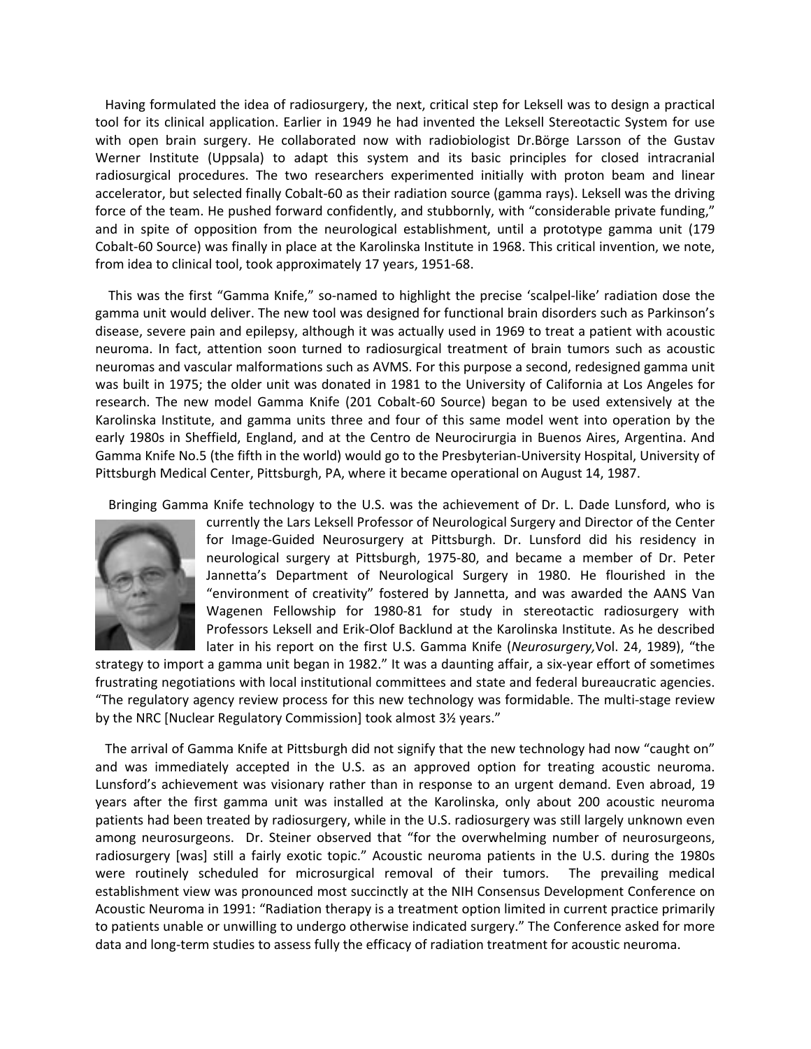Having formulated the idea of radiosurgery, the next, critical step for Leksell was to design a practical tool for its clinical application. Earlier in 1949 he had invented the Leksell Stereotactic System for use with open brain surgery. He collaborated now with radiobiologist Dr.Börge Larsson of the Gustav Werner Institute (Uppsala) to adapt this system and its basic principles for closed intracranial radiosurgical procedures. The two researchers experimented initially with proton beam and linear accelerator, but selected finally Cobalt-60 as their radiation source (gamma rays). Leksell was the driving force of the team. He pushed forward confidently, and stubbornly, with "considerable private funding," and in spite of opposition from the neurological establishment, until a prototype gamma unit (179 Cobalt-60 Source) was finally in place at the Karolinska Institute in 1968. This critical invention, we note, from idea to clinical tool, took approximately 17 years, 1951-68.

This was the first "Gamma Knife," so-named to highlight the precise 'scalpel-like' radiation dose the gamma unit would deliver. The new tool was designed for functional brain disorders such as Parkinson's disease, severe pain and epilepsy, although it was actually used in 1969 to treat a patient with acoustic neuroma. In fact, attention soon turned to radiosurgical treatment of brain tumors such as acoustic neuromas and vascular malformations such as AVMS. For this purpose a second, redesigned gamma unit was built in 1975; the older unit was donated in 1981 to the University of California at Los Angeles for research. The new model Gamma Knife (201 Cobalt-60 Source) began to be used extensively at the Karolinska Institute, and gamma units three and four of this same model went into operation by the early 1980s in Sheffield, England, and at the Centro de Neurocirurgia in Buenos Aires, Argentina. And Gamma Knife No.5 (the fifth in the world) would go to the Presbyterian-University Hospital, University of Pittsburgh Medical Center, Pittsburgh, PA, where it became operational on August 14, 1987.

Bringing Gamma Knife technology to the U.S. was the achievement of Dr. L. Dade Lunsford, who is currently the Lars Leksell Professor of Neurological Surgery and Director of the Center for Image-Guided Neurosurgery at Pittsburgh. Dr. Lunsford did his residency in neurological surgery at Pittsburgh, 1975-80, and became a member of Dr. Peter Jannetta's Department of Neurological Surgery in 1980. He flourished in the "environment of creativity" fostered by Jannetta, and was awarded the AANS Van Wagenen Fellowship for 1980-81 for study in stereotactic radiosurgery with Professors Leksell and Erik-Olof Backlund at the Karolinska Institute. As he described later in his report on the first U.S. Gamma Knife (*Neurosurgery,* Vol. 24, 1989), "the strategy to import a gamma unit began in 1982." It was a daunting affair, a six-year effort of sometimes frustrating negotiations with local institutional committees and state and federal bureaucratic agencies. "The regulatory agency review process for this new technology was formidable. The multi-stage review by the NRC [Nuclear Regulatory Commission] took almost 3½ years."

The arrival of Gamma Knife at Pittsburgh did not signify that the new technology had now "caught on" and was immediately accepted in the U.S. as an approved option for treating acoustic neuroma. Lunsford's achievement was visionary rather than in response to an urgent demand. Even abroad, 19 years after the first gamma unit was installed at the Karolinska, only about 200 acoustic neuroma patients had been treated by radiosurgery, while in the U.S. radiosurgery was still largely unknown even among neurosurgeons. Dr. Steiner observed that "for the overwhelming number of neurosurgeons, radiosurgery [was] still a fairly exotic topic." Acoustic neuroma patients in the U.S. during the 1980s were routinely scheduled for microsurgical removal of their tumors. The prevailing medical establishment view was pronounced most succinctly at the NIH Consensus Development Conference on Acoustic Neuroma in 1991: "Radiation therapy is a treatment option limited in current practice primarily to patients unable or unwilling to undergo otherwise indicated surgery." The Conference asked for more data and long-term studies to assess fully the efficacy of radiation treatment for acoustic neuroma.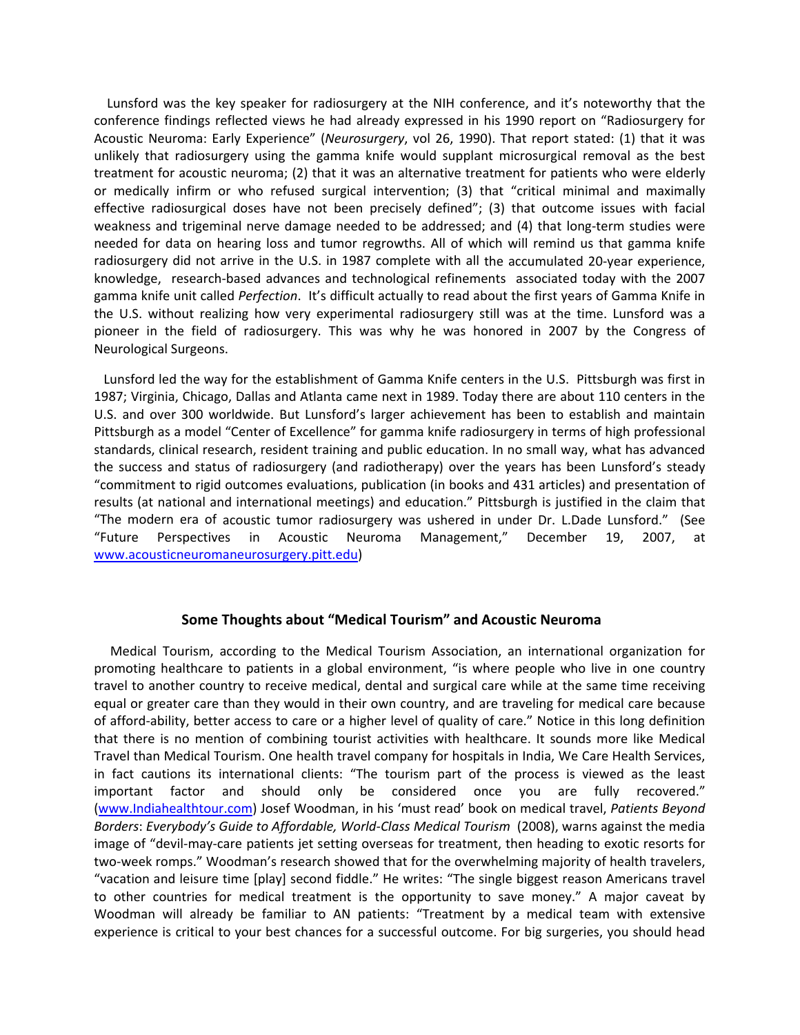Lunsford was the key speaker for radiosurgery at the NIH conference, and it's noteworthy that the conference findings reflected views he had already expressed in his 1990 report on "Radiosurgery for Acoustic Neuroma: Early Experience" (*Neurosurgery*, vol 26, 1990). That report stated: (1) that it was unlikely that radiosurgery using the gamma knife would supplant microsurgical removal as the best treatment for acoustic neuroma; (2) that it was an alternative treatment for patients who were elderly or medically infirm or who refused surgical intervention; (3) that "critical minimal and maximally effective radiosurgical doses have not been precisely defined"; (3) that outcome issues with facial weakness and trigeminal nerve damage needed to be addressed; and (4) that long-term studies were needed for data on hearing loss and tumor regrowths. All of which will remind us that gamma knife radiosurgery did not arrive in the U.S. in 1987 complete with all the accumulated 20-year experience, knowledge, research-based advances and technological refinements associated today with the 2007 gamma knife unit called *Perfection*. It's difficult actually to read about the first years of Gamma Knife in the U.S. without realizing how very experimental radiosurgery still was at the time. Lunsford was a pioneer in the field of radiosurgery. This was why he was honored in 2007 by the Congress of Neurological Surgeons.

Lunsford led the way for the establishment of Gamma Knife centers in the U.S. Pittsburgh was first in 1987; Virginia, Chicago, Dallas and Atlanta came next in 1989. Today there are about 110 centers in the U.S. and over 300 worldwide. But Lunsford's larger achievement has been to establish and maintain Pittsburgh as a model "Center of Excellence" for gamma knife radiosurgery in terms of high professional standards, clinical research, resident training and public education. In no small way, what has advanced the success and status of radiosurgery (and radiotherapy) over the years has been Lunsford's steady "commitment to rigid outcomes evaluations, publication (in books and 431 articles) and presentation of results (at national and international meetings) and education." Pittsburgh is justified in the claim that "The modern era of acoustic tumor radiosurgery was ushered in under Dr. L.Dade Lunsford." (See "Future Perspectives in Acoustic Neuroma Management," December 19, 2007, at www.acousticneuromaneurosurgery.pitt.edu)

## Some Thoughts about "Medical Tourism" and Acoustic Neuroma

Medical Tourism, according to the Medical Tourism Association, an international organization for promoting healthcare to patients in a global environment, "is where people who live in one country travel to another country to receive medical, dental and surgical care while at the same time receiving equal or greater care than they would in their own country, and are traveling for medical care because of afford-ability, better access to care or a higher level of quality of care." Notice in this long definition that there is no mention of combining tourist activities with healthcare. It sounds more like Medical Travel than Medical Tourism. One health travel company for hospitals in India, We Care Health Services, in fact cautions its international clients: "The tourism part of the process is viewed as the least important factor and should only be considered once you are fully recovered." (www.Indiahealthtour.com) Josef Woodman, in his 'must read' book on medical travel, *Patients Beyond Borders*: *Everybody's Guide to Affordable, World-Class Medical Tourism* (2008), warns against the media image of "devil-may-care patients jet setting overseas for treatment, then heading to exotic resorts for two-week romps." Woodman's research showed that for the overwhelming majority of health travelers, "vacation and leisure time [play] second fiddle." He writes: "The single biggest reason Americans travel to other countries for medical treatment is the opportunity to save money." A major caveat by Woodman will already be familiar to AN patients: "Treatment by a medical team with extensive experience is critical to your best chances for a successful outcome. For big surgeries, you should head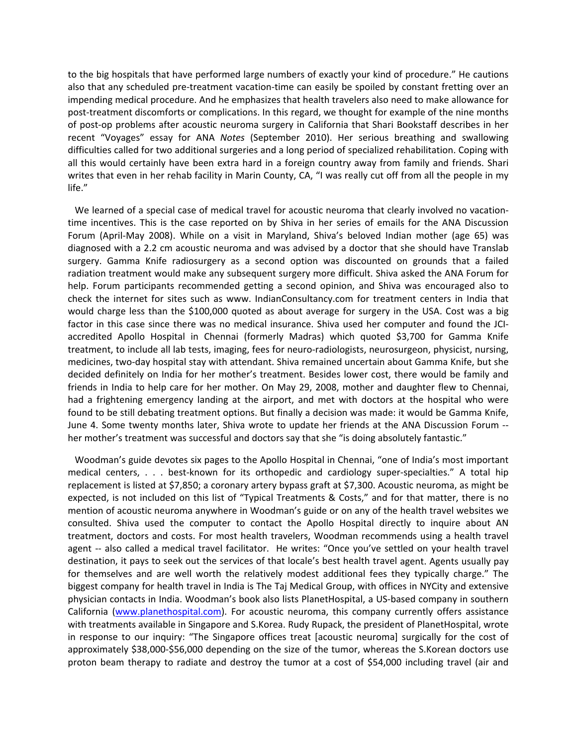to the big hospitals that have performed large numbers of exactly your kind of procedure." He cautions also that any scheduled pre-treatment vacation-time can easily be spoiled by constant fretting over an impending medical procedure. And he emphasizes that health travelers also need to make allowance for post-treatment discomforts or complications. In this regard, we thought for example of the nine months of post-op problems after acoustic neuroma surgery in California that Shari Bookstaff describes in her recent "Voyages" essay for ANA *Notes* (September 2010). Her serious breathing and swallowing difficulties called for two additional surgeries and a long period of specialized rehabilitation. Coping with all this would certainly have been extra hard in a foreign country away from family and friends. Shari writes that even in her rehab facility in Marin County, CA, "I was really cut off from all the people in my life."

We learned of a special case of medical travel for acoustic neuroma that clearly involved no vacation-time incentives. This is the case reported on by Shiva in her series of emails for the ANA Discussion Forum (April-May 2008). While on a visit in Maryland, Shiva's beloved Indian mother (age 65) was diagnosed with a 2.2 cm acoustic neuroma and was advised by a doctor that she should have Translab surgery. Gamma Knife radiosurgery as a second option was discounted on grounds that a failed radiation treatment would make any subsequent surgery more difficult. Shiva asked the ANA Forum for help. Forum participants recommended getting a second opinion, and Shiva was encouraged also to check the internet for sites such as www. IndianConsultancy.com for treatment centers in India that would charge less than the $100,000 quoted as about average for surgery in the USA. Cost was a big factor in this case since there was no medical insurance. Shiva used her computer and found the JCI-accredited Apollo Hospital in Chennai (formerly Madras) which quoted $3,700 for Gamma Knife treatment, to include all lab tests, imaging, fees for neuro-radiologists, neurosurgeon, physicist, nursing, medicines, two-day hospital stay with attendant. Shiva remained uncertain about Gamma Knife, but she decided definitely on India for her mother's treatment. Besides lower cost, there would be family and friends in India to help care for her mother. On May 29, 2008, mother and daughter flew to Chennai, had a frightening emergency landing at the airport, and met with doctors at the hospital who were found to be still debating treatment options. But finally a decision was made: it would be Gamma Knife, June 4. Some twenty months later, Shiva wrote to update her friends at the ANA Discussion Forum -- her mother's treatment was successful and doctors say that she "is doing absolutely fantastic."

Woodman's guide devotes six pages to the Apollo Hospital in Chennai, "one of India's most important medical centers, . . . best-known for its orthopedic and cardiology super-specialties." A total hip replacement is listed at $7,850; a coronary artery bypass graft at $7,300. Acoustic neuroma, as might be expected, is not included on this list of "Typical Treatments & Costs," and for that matter, there is no mention of acoustic neuroma anywhere in Woodman's guide or on any of the health travel websites we consulted. Shiva used the computer to contact the Apollo Hospital directly to inquire about AN treatment, doctors and costs. For most health travelers, Woodman recommends using a health travel agent -- also called a medical travel facilitator. He writes: "Once you've settled on your health travel destination, it pays to seek out the services of that locale's best health travel agent. Agents usually pay for themselves and are well worth the relatively modest additional fees they typically charge." The biggest company for health travel in India is The Taj Medical Group, with offices in NYCity and extensive physician contacts in India. Woodman's book also lists PlanetHospital, a US-based company in southern California (www.planethospital.com). For acoustic neuroma, this company currently offers assistance with treatments available in Singapore and S.Korea. Rudy Rupack, the president of PlanetHospital, wrote in response to our inquiry: "The Singapore offices treat [acoustic neuroma] surgically for the cost of approximately $38,000-$56,000 depending on the size of the tumor, whereas the S.Korean doctors use proton beam therapy to radiate and destroy the tumor at a cost of $54,000 including travel (air and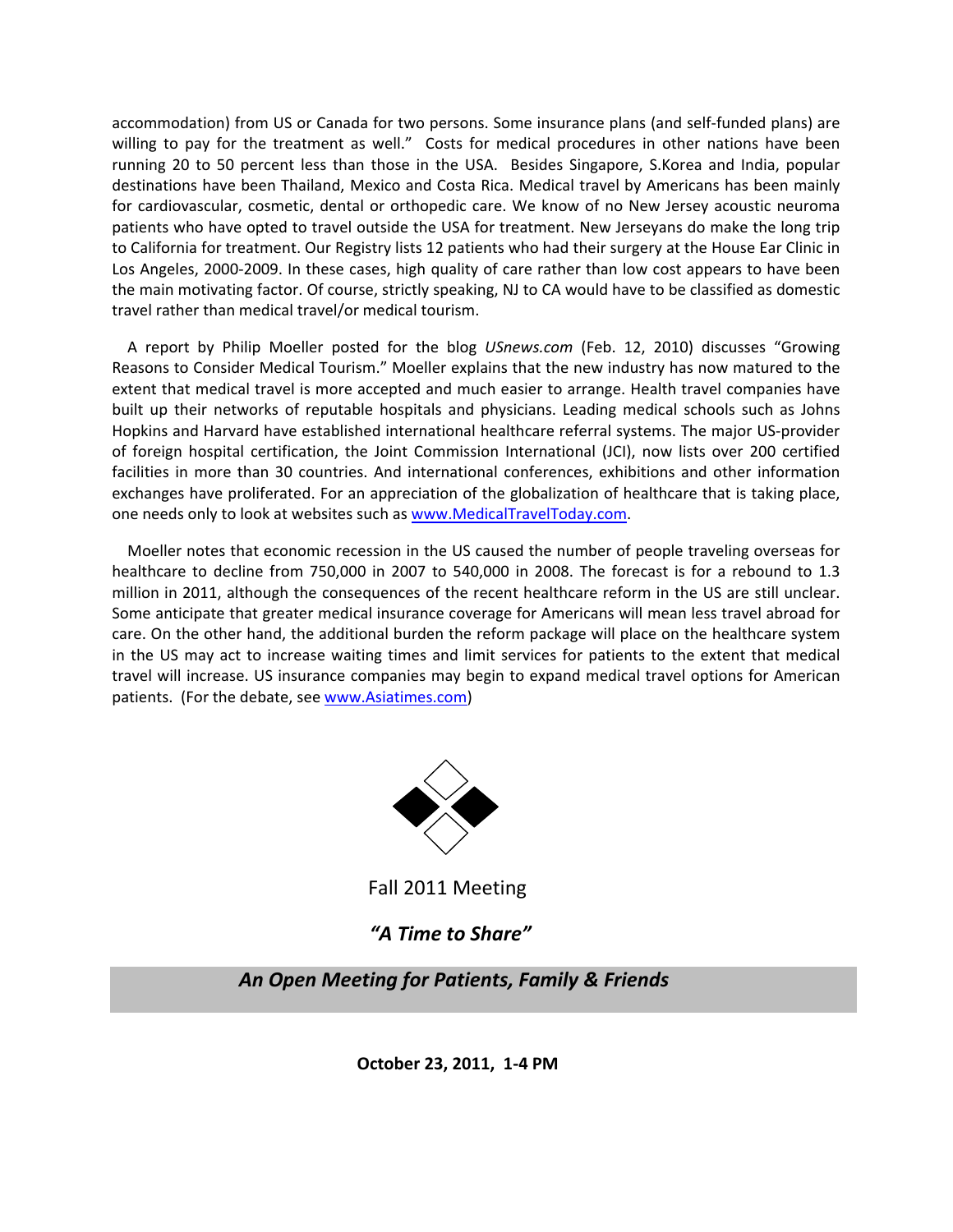accommodation) from US or Canada for two persons. Some insurance plans (and self-funded plans) are willing to pay for the treatment as well." Costs for medical procedures in other nations have been running 20 to 50 percent less than those in the USA. Besides Singapore, S.Korea and India, popular destinations have been Thailand, Mexico and Costa Rica. Medical travel by Americans has been mainly for cardiovascular, cosmetic, dental or orthopedic care. We know of no New Jersey acoustic neuroma patients who have opted to travel outside the USA for treatment. New Jerseyans do make the long trip to California for treatment. Our Registry lists 12 patients who had their surgery at the House Ear Clinic in Los Angeles, 2000-2009. In these cases, high quality of care rather than low cost appears to have been the main motivating factor. Of course, strictly speaking, NJ to CA would have to be classified as domestic travel rather than medical travel/or medical tourism.

A report by Philip Moeller posted for the blog *USnews.com* (Feb. 12, 2010) discusses "Growing Reasons to Consider Medical Tourism." Moeller explains that the new industry has now matured to the extent that medical travel is more accepted and much easier to arrange. Health travel companies have built up their networks of reputable hospitals and physicians. Leading medical schools such as Johns Hopkins and Harvard have established international healthcare referral systems. The major US-provider of foreign hospital certification, the Joint Commission International (JCI), now lists over 200 certified facilities in more than 30 countries. And international conferences, exhibitions and other information exchanges have proliferated. For an appreciation of the globalization of healthcare that is taking place, one needs only to look at websites such as [www.MedicalTravelToday.com](www.MedicalTravelToday.com).

Moeller notes that economic recession in the US caused the number of people traveling overseas for healthcare to decline from 750,000 in 2007 to 540,000 in 2008. The forecast is for a rebound to 1.3 million in 2011, although the consequences of the recent healthcare reform in the US are still unclear. Some anticipate that greater medical insurance coverage for Americans will mean less travel abroad for care. On the other hand, the additional burden the reform package will place on the healthcare system in the US may act to increase waiting times and limit services for patients to the extent that medical travel will increase. US insurance companies may begin to expand medical travel options for American patients. (For the debate, see [www.Asiatimes.com](www.Asiatimes.com))

Fall 2011 Meeting

***"A Time to Share"***

***An Open Meeting for Patients, Family & Friends***

**October 23, 2011, 1-4 PM**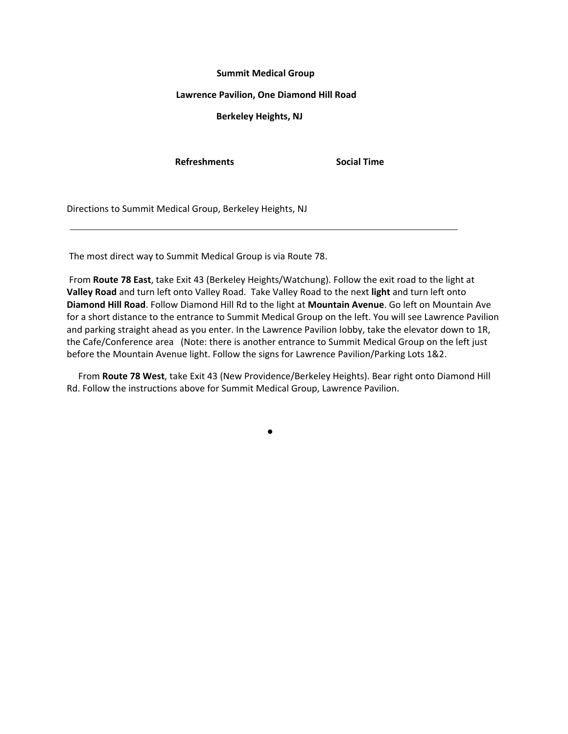**Summit Medical Group**

**Lawrence Pavilion, One Diamond Hill Road**

**Berkeley Heights, NJ**

**Refreshments** **Social Time**

Directions to Summit Medical Group, Berkeley Heights, NJ

---

The most direct way to Summit Medical Group is via Route 78.

From **Route 78 East**, take Exit 43 (Berkeley Heights/Watchung). Follow the exit road to the light at **Valley Road** and turn left onto Valley Road. Take Valley Road to the next **light** and turn left onto **Diamond Hill Road**. Follow Diamond Hill Rd to the light at **Mountain Avenue**. Go left on Mountain Ave for a short distance to the entrance to Summit Medical Group on the left. You will see Lawrence Pavilion and parking straight ahead as you enter. In the Lawrence Pavilion lobby, take the elevator down to 1R, the Cafe/Conference area (Note: there is another entrance to Summit Medical Group on the left just before the Mountain Avenue light. Follow the signs for Lawrence Pavilion/Parking Lots 1&2.

From **Route 78 West**, take Exit 43 (New Providence/Berkeley Heights). Bear right onto Diamond Hill Rd. Follow the instructions above for Summit Medical Group, Lawrence Pavilion.

•